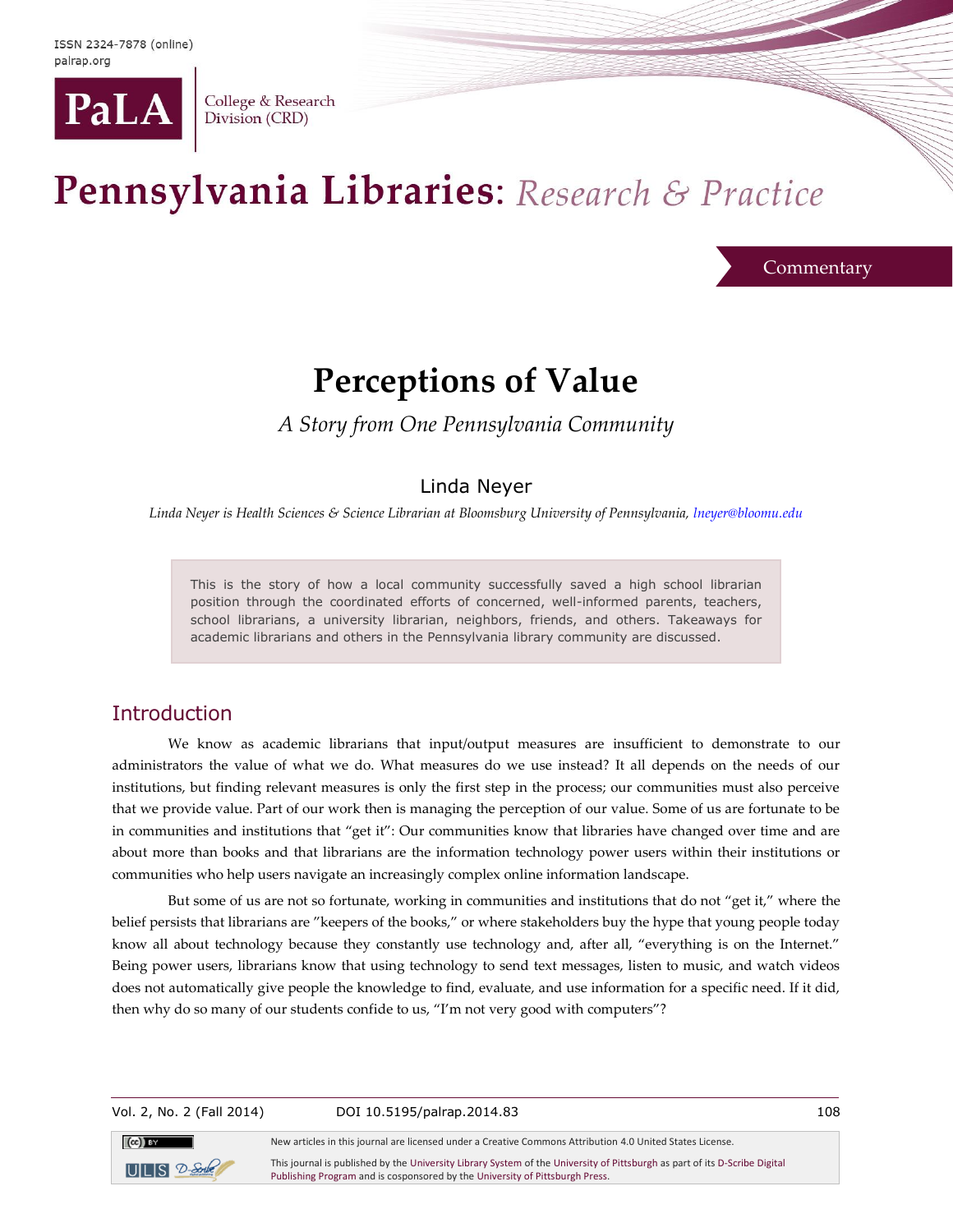# Perceptions of Value

*A Story from One Pennsylvania Community*

Linda Neyer

*Linda Neyer is Health Sciences & Science Librarian at Bloomsburg University of Pennsylvania, lneyer@bloomu.edu*

This is the story of how a local community successfully saved a high school librarian position through the coordinated efforts of concerned, well-informed parents, teachers, school librarians, a university librarian, neighbors, friends, and others. Takeaways for academic librarians and others in the Pennsylvania library community are discussed.

## Introduction

We know as academic librarians that input/output measures are insufficient to demonstrate to our administrators the value of what we do. What measures do we use instead? It all depends on the needs of our institutions, but finding relevant measures is only the first step in the process; our communities must also perceive that we provide value. Part of our work then is managing the perception of our value. Some of us are fortunate to be in communities and institutions that "get it": Our communities know that libraries have changed over time and are about more than books and that librarians are the information technology power users within their institutions or communities who help users navigate an increasingly complex online information landscape.

But some of us are not so fortunate, working in communities and institutions that do not "get it," where the belief persists that librarians are "keepers of the books," or where stakeholders buy the hype that young people today know all about technology because they constantly use technology and, after all, "everything is on the Internet." Being power users, librarians know that using technology to send text messages, listen to music, and watch videos does not automatically give people the knowledge to find, evaluate, and use information for a specific need. If it did, then why do so many of our students confide to us, "I'm not very good with computers"?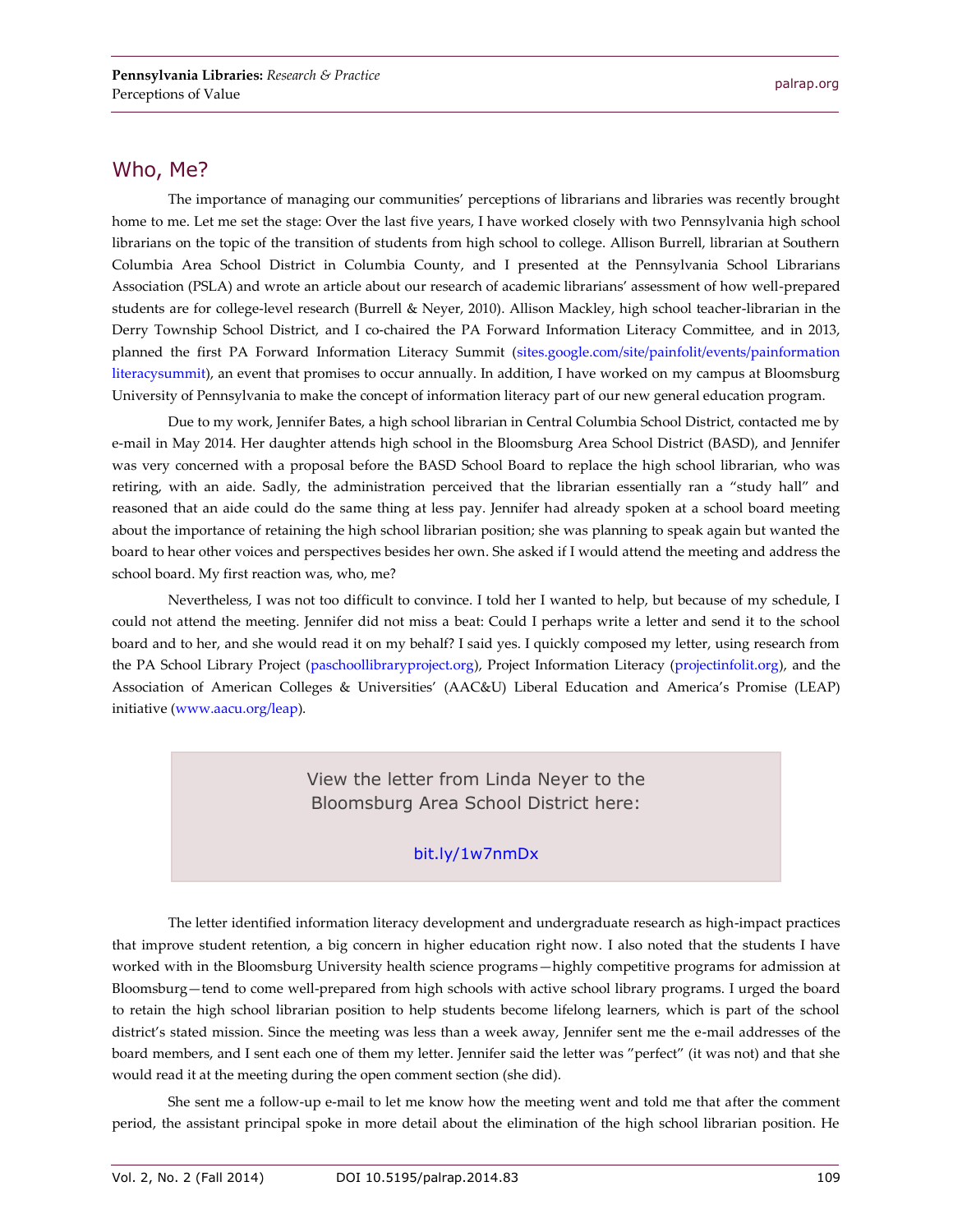## Who, Me?

The importance of managing our communities' perceptions of librarians and libraries was recently brought home to me. Let me set the stage: Over the last five years, I have worked closely with two Pennsylvania high school librarians on the topic of the transition of students from high school to college. Allison Burrell, librarian at Southern Columbia Area School District in Columbia County, and I presented at the Pennsylvania School Librarians Association (PSLA) and wrote an article about our research of academic librarians' assessment of how well-prepared students are for college-level research (Burrell & Neyer, 2010). Allison Mackley, high school teacher-librarian in the Derry Township School District, and I co-chaired the PA Forward Information Literacy Committee, and in 2013, planned the first PA Forward Information Literacy Summit (sites.google.com/site/painfolit/events/painformationliteracysummit), an event that promises to occur annually. In addition, I have worked on my campus at Bloomsburg University of Pennsylvania to make the concept of information literacy part of our new general education program.

Due to my work, Jennifer Bates, a high school librarian in Central Columbia School District, contacted me by e-mail in May 2014. Her daughter attends high school in the Bloomsburg Area School District (BASD), and Jennifer was very concerned with a proposal before the BASD School Board to replace the high school librarian, who was retiring, with an aide. Sadly, the administration perceived that the librarian essentially ran a "study hall" and reasoned that an aide could do the same thing at less pay. Jennifer had already spoken at a school board meeting about the importance of retaining the high school librarian position; she was planning to speak again but wanted the board to hear other voices and perspectives besides her own. She asked if I would attend the meeting and address the school board. My first reaction was, who, me?

Nevertheless, I was not too difficult to convince. I told her I wanted to help, but because of my schedule, I could not attend the meeting. Jennifer did not miss a beat: Could I perhaps write a letter and send it to the school board and to her, and she would read it on my behalf? I said yes. I quickly composed my letter, using research from the PA School Library Project (paschoollibraryproject.org), Project Information Literacy (projectinfolit.org), and the Association of American Colleges & Universities' (AAC&U) Liberal Education and America's Promise (LEAP) initiative (www.aacu.org/leap).

> View the letter from Linda Neyer to the Bloomsburg Area School District here:
>
> bit.ly/1w7nmDx

The letter identified information literacy development and undergraduate research as high-impact practices that improve student retention, a big concern in higher education right now. I also noted that the students I have worked with in the Bloomsburg University health science programs—highly competitive programs for admission at Bloomsburg—tend to come well-prepared from high schools with active school library programs. I urged the board to retain the high school librarian position to help students become lifelong learners, which is part of the school district's stated mission. Since the meeting was less than a week away, Jennifer sent me the e-mail addresses of the board members, and I sent each one of them my letter. Jennifer said the letter was "perfect" (it was not) and that she would read it at the meeting during the open comment section (she did).

She sent me a follow-up e-mail to let me know how the meeting went and told me that after the comment period, the assistant principal spoke in more detail about the elimination of the high school librarian position. He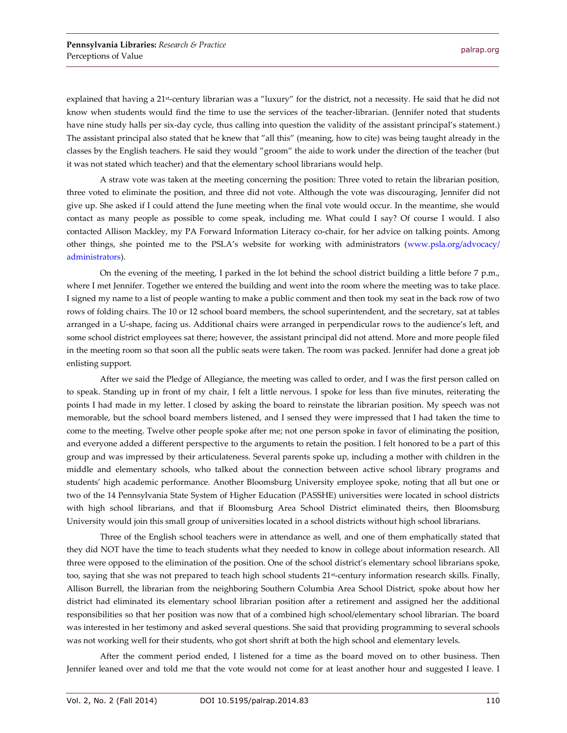explained that having a 21st-century librarian was a "luxury" for the district, not a necessity. He said that he did not know when students would find the time to use the services of the teacher-librarian. (Jennifer noted that students have nine study halls per six-day cycle, thus calling into question the validity of the assistant principal's statement.) The assistant principal also stated that he knew that "all this" (meaning, how to cite) was being taught already in the classes by the English teachers. He said they would "groom" the aide to work under the direction of the teacher (but it was not stated which teacher) and that the elementary school librarians would help.

A straw vote was taken at the meeting concerning the position: Three voted to retain the librarian position, three voted to eliminate the position, and three did not vote. Although the vote was discouraging, Jennifer did not give up. She asked if I could attend the June meeting when the final vote would occur. In the meantime, she would contact as many people as possible to come speak, including me. What could I say? Of course I would. I also contacted Allison Mackley, my PA Forward Information Literacy co-chair, for her advice on talking points. Among other things, she pointed me to the PSLA's website for working with administrators (www.psla.org/advocacy/administrators).

On the evening of the meeting, I parked in the lot behind the school district building a little before 7 p.m., where I met Jennifer. Together we entered the building and went into the room where the meeting was to take place. I signed my name to a list of people wanting to make a public comment and then took my seat in the back row of two rows of folding chairs. The 10 or 12 school board members, the school superintendent, and the secretary, sat at tables arranged in a U-shape, facing us. Additional chairs were arranged in perpendicular rows to the audience's left, and some school district employees sat there; however, the assistant principal did not attend. More and more people filed in the meeting room so that soon all the public seats were taken. The room was packed. Jennifer had done a great job enlisting support.

After we said the Pledge of Allegiance, the meeting was called to order, and I was the first person called on to speak. Standing up in front of my chair, I felt a little nervous. I spoke for less than five minutes, reiterating the points I had made in my letter. I closed by asking the board to reinstate the librarian position. My speech was not memorable, but the school board members listened, and I sensed they were impressed that I had taken the time to come to the meeting. Twelve other people spoke after me; not one person spoke in favor of eliminating the position, and everyone added a different perspective to the arguments to retain the position. I felt honored to be a part of this group and was impressed by their articulateness. Several parents spoke up, including a mother with children in the middle and elementary schools, who talked about the connection between active school library programs and students' high academic performance. Another Bloomsburg University employee spoke, noting that all but one or two of the 14 Pennsylvania State System of Higher Education (PASSHE) universities were located in school districts with high school librarians, and that if Bloomsburg Area School District eliminated theirs, then Bloomsburg University would join this small group of universities located in a school districts without high school librarians.

Three of the English school teachers were in attendance as well, and one of them emphatically stated that they did NOT have the time to teach students what they needed to know in college about information research. All three were opposed to the elimination of the position. One of the school district's elementary school librarians spoke, too, saying that she was not prepared to teach high school students 21st-century information research skills. Finally, Allison Burrell, the librarian from the neighboring Southern Columbia Area School District, spoke about how her district had eliminated its elementary school librarian position after a retirement and assigned her the additional responsibilities so that her position was now that of a combined high school/elementary school librarian. The board was interested in her testimony and asked several questions. She said that providing programming to several schools was not working well for their students, who got short shrift at both the high school and elementary levels.

After the comment period ended, I listened for a time as the board moved on to other business. Then Jennifer leaned over and told me that the vote would not come for at least another hour and suggested I leave. I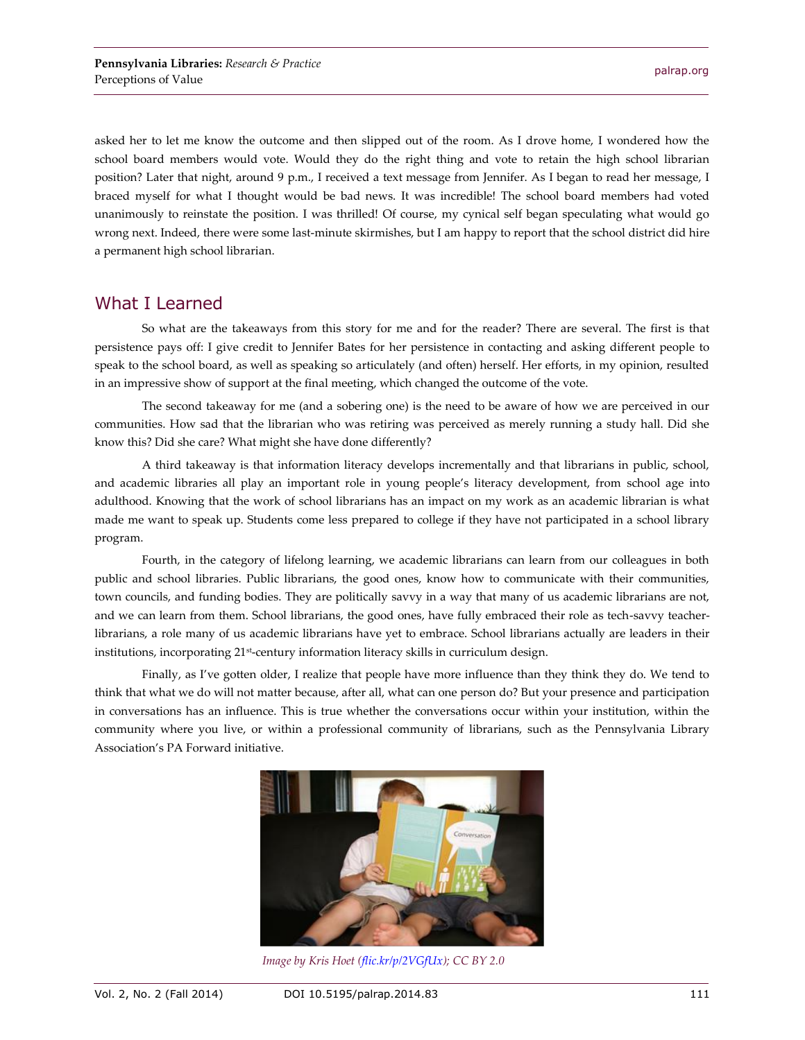asked her to let me know the outcome and then slipped out of the room. As I drove home, I wondered how the school board members would vote. Would they do the right thing and vote to retain the high school librarian position? Later that night, around 9 p.m., I received a text message from Jennifer. As I began to read her message, I braced myself for what I thought would be bad news. It was incredible! The school board members had voted unanimously to reinstate the position. I was thrilled! Of course, my cynical self began speculating what would go wrong next. Indeed, there were some last-minute skirmishes, but I am happy to report that the school district did hire a permanent high school librarian.

## What I Learned

So what are the takeaways from this story for me and for the reader? There are several. The first is that persistence pays off: I give credit to Jennifer Bates for her persistence in contacting and asking different people to speak to the school board, as well as speaking so articulately (and often) herself. Her efforts, in my opinion, resulted in an impressive show of support at the final meeting, which changed the outcome of the vote.

The second takeaway for me (and a sobering one) is the need to be aware of how we are perceived in our communities. How sad that the librarian who was retiring was perceived as merely running a study hall. Did she know this? Did she care? What might she have done differently?

A third takeaway is that information literacy develops incrementally and that librarians in public, school, and academic libraries all play an important role in young people's literacy development, from school age into adulthood. Knowing that the work of school librarians has an impact on my work as an academic librarian is what made me want to speak up. Students come less prepared to college if they have not participated in a school library program.

Fourth, in the category of lifelong learning, we academic librarians can learn from our colleagues in both public and school libraries. Public librarians, the good ones, know how to communicate with their communities, town councils, and funding bodies. They are politically savvy in a way that many of us academic librarians are not, and we can learn from them. School librarians, the good ones, have fully embraced their role as tech-savvy teacher-librarians, a role many of us academic librarians have yet to embrace. School librarians actually are leaders in their institutions, incorporating 21st-century information literacy skills in curriculum design.

Finally, as I've gotten older, I realize that people have more influence than they think they do. We tend to think that what we do will not matter because, after all, what can one person do? But your presence and participation in conversations has an influence. This is true whether the conversations occur within your institution, within the community where you live, or within a professional community of librarians, such as the Pennsylvania Library Association's PA Forward initiative.

*Image by Kris Hoet (flic.kr/p/2VGfUx); CC BY 2.0*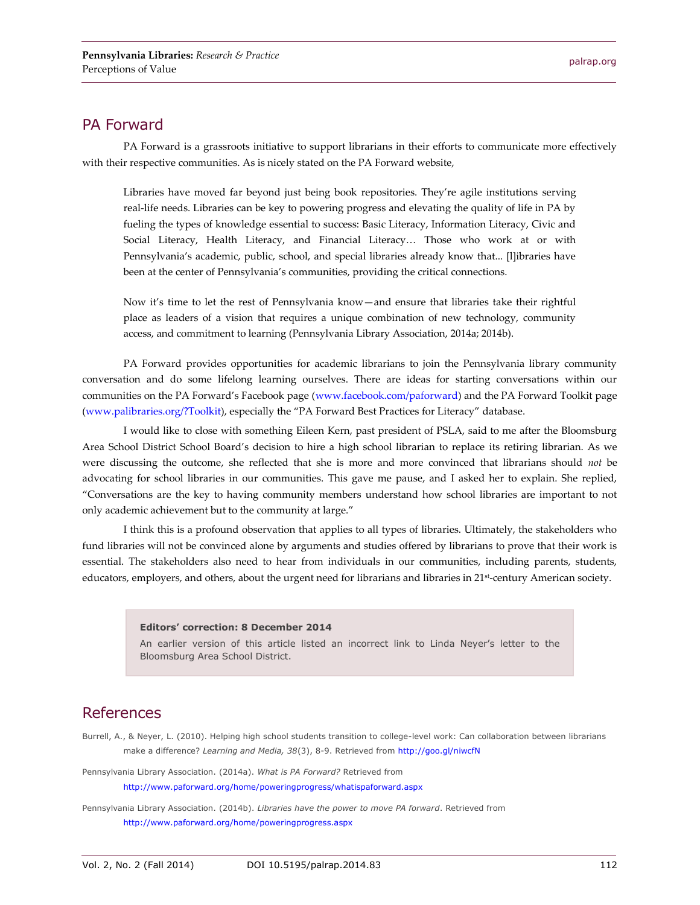## PA Forward

PA Forward is a grassroots initiative to support librarians in their efforts to communicate more effectively with their respective communities. As is nicely stated on the PA Forward website,

> Libraries have moved far beyond just being book repositories. They're agile institutions serving real-life needs. Libraries can be key to powering progress and elevating the quality of life in PA by fueling the types of knowledge essential to success: Basic Literacy, Information Literacy, Civic and Social Literacy, Health Literacy, and Financial Literacy… Those who work at or with Pennsylvania's academic, public, school, and special libraries already know that... [l]ibraries have been at the center of Pennsylvania's communities, providing the critical connections.
>
> Now it's time to let the rest of Pennsylvania know—and ensure that libraries take their rightful place as leaders of a vision that requires a unique combination of new technology, community access, and commitment to learning (Pennsylvania Library Association, 2014a; 2014b).

PA Forward provides opportunities for academic librarians to join the Pennsylvania library community conversation and do some lifelong learning ourselves. There are ideas for starting conversations within our communities on the PA Forward's Facebook page (www.facebook.com/paforward) and the PA Forward Toolkit page (www.palibraries.org/?Toolkit), especially the "PA Forward Best Practices for Literacy" database.

I would like to close with something Eileen Kern, past president of PSLA, said to me after the Bloomsburg Area School District School Board's decision to hire a high school librarian to replace its retiring librarian. As we were discussing the outcome, she reflected that she is more and more convinced that librarians should *not* be advocating for school libraries in our communities. This gave me pause, and I asked her to explain. She replied, "Conversations are the key to having community members understand how school libraries are important to not only academic achievement but to the community at large."

I think this is a profound observation that applies to all types of libraries. Ultimately, the stakeholders who fund libraries will not be convinced alone by arguments and studies offered by librarians to prove that their work is essential. The stakeholders also need to hear from individuals in our communities, including parents, students, educators, employers, and others, about the urgent need for librarians and libraries in 21st-century American society.

> **Editors' correction: 8 December 2014**
>
> An earlier version of this article listed an incorrect link to Linda Neyer's letter to the Bloomsburg Area School District.

## References

Burrell, A., & Neyer, L. (2010). Helping high school students transition to college-level work: Can collaboration between librarians make a difference? *Learning and Media, 38*(3), 8-9. Retrieved from http://goo.gl/niwcfN

Pennsylvania Library Association. (2014a). *What is PA Forward?* Retrieved from http://www.paforward.org/home/poweringprogress/whatispaforward.aspx

Pennsylvania Library Association. (2014b). *Libraries have the power to move PA forward*. Retrieved from http://www.paforward.org/home/poweringprogress.aspx